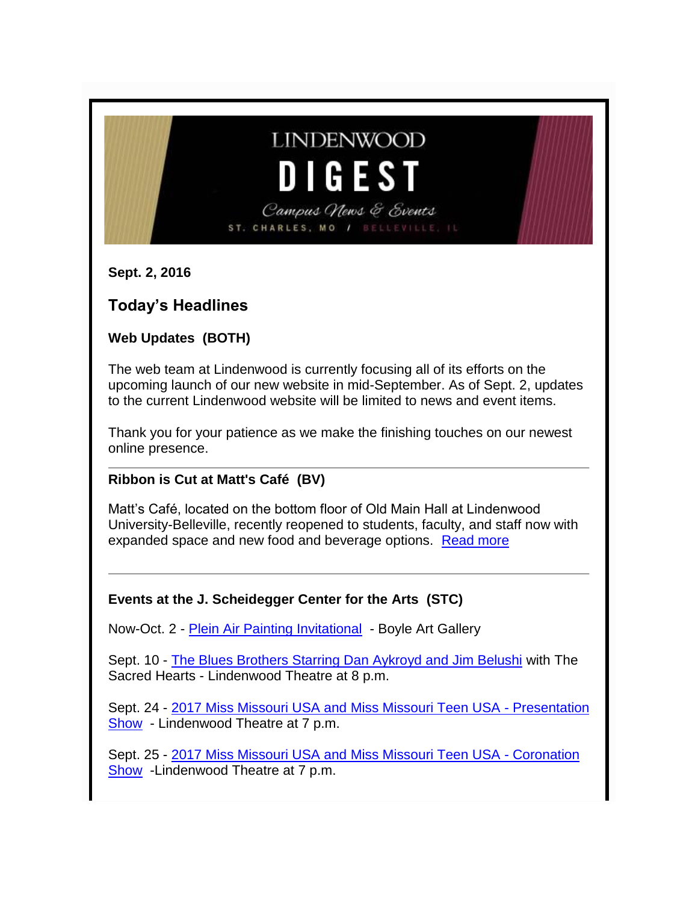# LINDENWOOD DIGEST

*Campus News & Events*

ST. CHARLES, MO / BELLEVILLE, IL

**Sept. 2, 2016**

## Today's Headlines

**Web Updates (BOTH)**

The web team at Lindenwood is currently focusing all of its efforts on the upcoming launch of our new website in mid-September. As of Sept. 2, updates to the current Lindenwood website will be limited to news and event items.

Thank you for your patience as we make the finishing touches on our newest online presence.

---

**Ribbon is Cut at Matt's Café (BV)**

Matt's Café, located on the bottom floor of Old Main Hall at Lindenwood University-Belleville, recently reopened to students, faculty, and staff now with expanded space and new food and beverage options. Read more

---

**Events at the J. Scheidegger Center for the Arts (STC)**

Now-Oct. 2 - Plein Air Painting Invitational - Boyle Art Gallery

Sept. 10 - The Blues Brothers Starring Dan Aykroyd and Jim Belushi with The Sacred Hearts - Lindenwood Theatre at 8 p.m.

Sept. 24 - 2017 Miss Missouri USA and Miss Missouri Teen USA - Presentation Show - Lindenwood Theatre at 7 p.m.

Sept. 25 - 2017 Miss Missouri USA and Miss Missouri Teen USA - Coronation Show -Lindenwood Theatre at 7 p.m.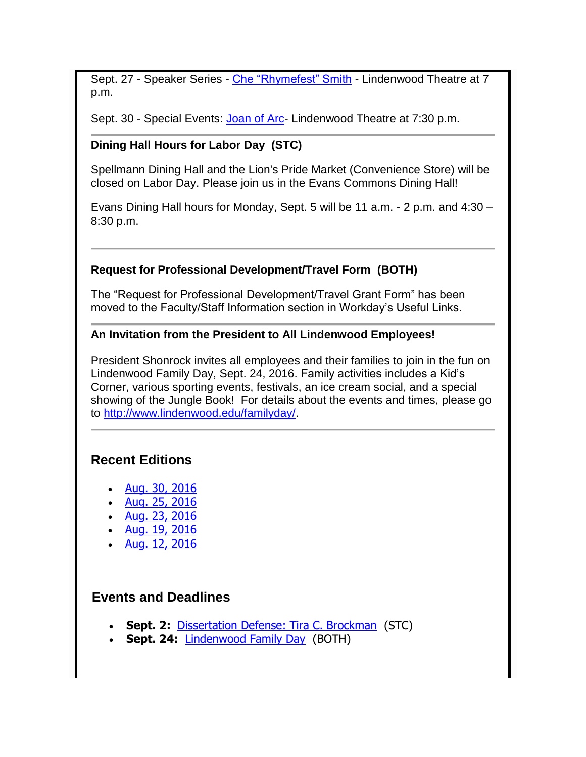Sept. 27 - Speaker Series - Che “Rhymefest” Smith - Lindenwood Theatre at 7 p.m.

Sept. 30 - Special Events: Joan of Arc- Lindenwood Theatre at 7:30 p.m.

---

**Dining Hall Hours for Labor Day (STC)**

Spellmann Dining Hall and the Lion's Pride Market (Convenience Store) will be closed on Labor Day. Please join us in the Evans Commons Dining Hall!

Evans Dining Hall hours for Monday, Sept. 5 will be 11 a.m. - 2 p.m. and 4:30 – 8:30 p.m.

---

**Request for Professional Development/Travel Form (BOTH)**

The “Request for Professional Development/Travel Grant Form” has been moved to the Faculty/Staff Information section in Workday’s Useful Links.

---

**An Invitation from the President to All Lindenwood Employees!**

President Shonrock invites all employees and their families to join in the fun on Lindenwood Family Day, Sept. 24, 2016. Family activities includes a Kid’s Corner, various sporting events, festivals, an ice cream social, and a special showing of the Jungle Book! For details about the events and times, please go to http://www.lindenwood.edu/familyday/.

---

## Recent Editions

- Aug. 30, 2016
- Aug. 25, 2016
- Aug. 23, 2016
- Aug. 19, 2016
- Aug. 12, 2016

## Events and Deadlines

- **Sept. 2:** Dissertation Defense: Tira C. Brockman (STC)
- **Sept. 24:** Lindenwood Family Day (BOTH)